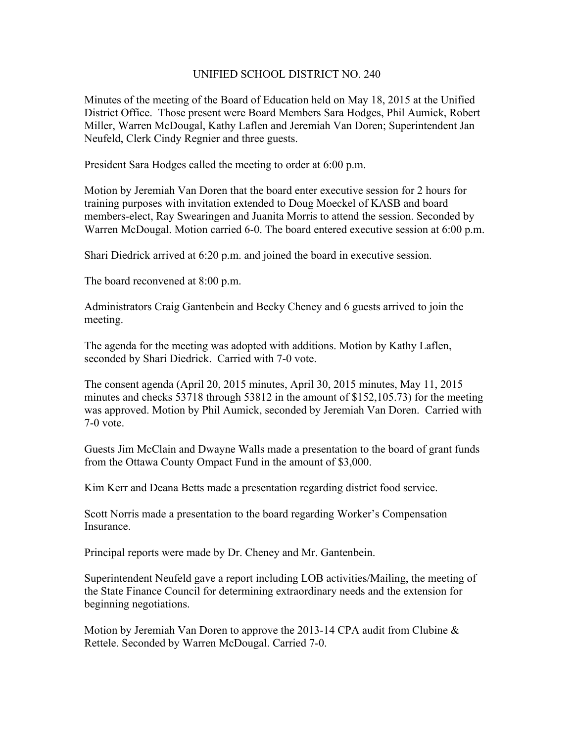# UNIFIED SCHOOL DISTRICT NO. 240

Minutes of the meeting of the Board of Education held on May 18, 2015 at the Unified District Office. Those present were Board Members Sara Hodges, Phil Aumick, Robert Miller, Warren McDougal, Kathy Laflen and Jeremiah Van Doren; Superintendent Jan Neufeld, Clerk Cindy Regnier and three guests.

President Sara Hodges called the meeting to order at 6:00 p.m.

Motion by Jeremiah Van Doren that the board enter executive session for 2 hours for training purposes with invitation extended to Doug Moeckel of KASB and board members-elect, Ray Swearingen and Juanita Morris to attend the session. Seconded by Warren McDougal. Motion carried 6-0. The board entered executive session at 6:00 p.m.

Shari Diedrick arrived at 6:20 p.m. and joined the board in executive session.

The board reconvened at 8:00 p.m.

Administrators Craig Gantenbein and Becky Cheney and 6 guests arrived to join the meeting.

The agenda for the meeting was adopted with additions. Motion by Kathy Laflen, seconded by Shari Diedrick. Carried with 7-0 vote.

The consent agenda (April 20, 2015 minutes, April 30, 2015 minutes, May 11, 2015 minutes and checks 53718 through 53812 in the amount of $152,105.73) for the meeting was approved. Motion by Phil Aumick, seconded by Jeremiah Van Doren. Carried with 7-0 vote.

Guests Jim McClain and Dwayne Walls made a presentation to the board of grant funds from the Ottawa County Ompact Fund in the amount of $3,000.

Kim Kerr and Deana Betts made a presentation regarding district food service.

Scott Norris made a presentation to the board regarding Worker's Compensation Insurance.

Principal reports were made by Dr. Cheney and Mr. Gantenbein.

Superintendent Neufeld gave a report including LOB activities/Mailing, the meeting of the State Finance Council for determining extraordinary needs and the extension for beginning negotiations.

Motion by Jeremiah Van Doren to approve the 2013-14 CPA audit from Clubine & Rettele. Seconded by Warren McDougal. Carried 7-0.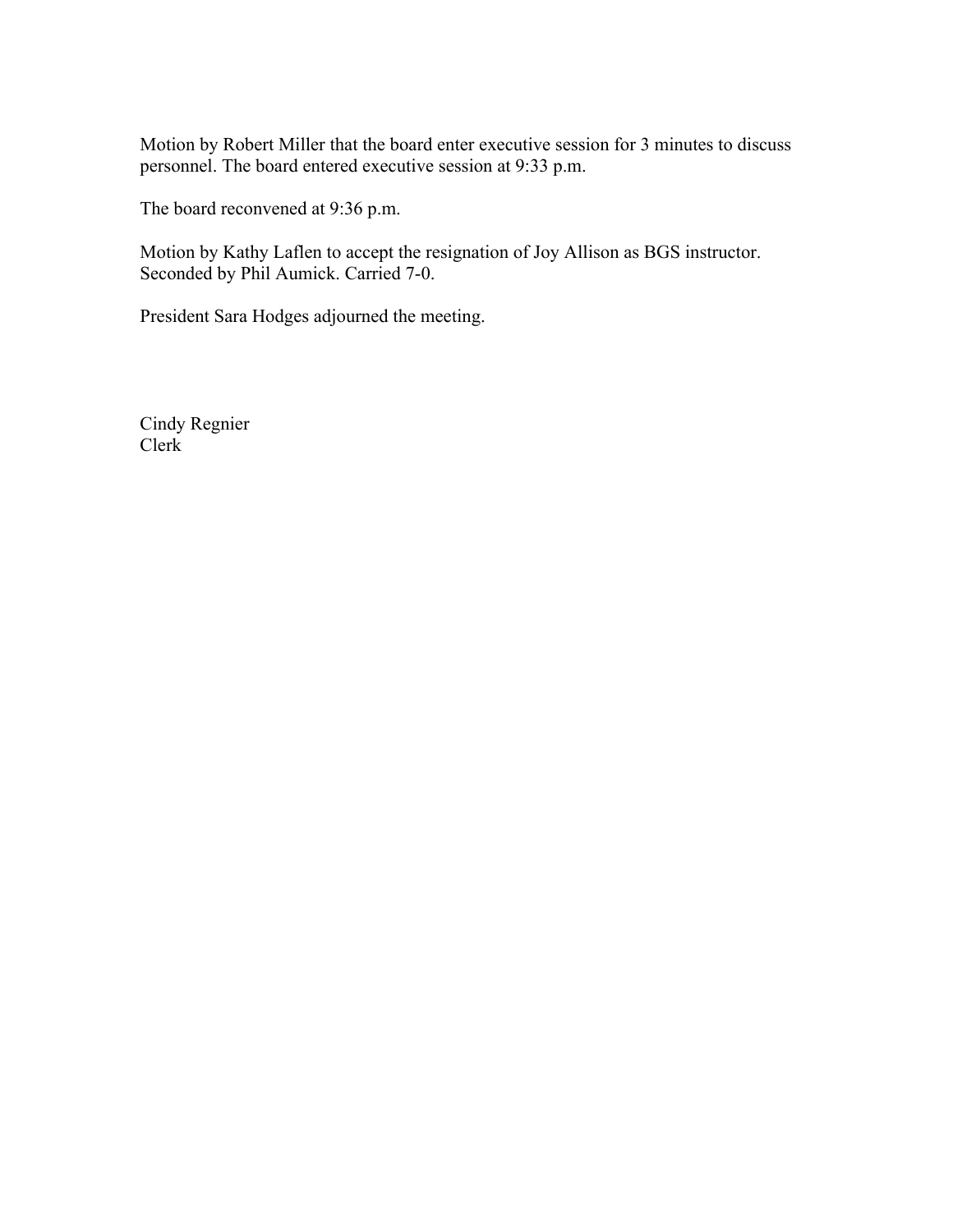Motion by Robert Miller that the board enter executive session for 3 minutes to discuss personnel. The board entered executive session at 9:33 p.m.

The board reconvened at 9:36 p.m.

Motion by Kathy Laflen to accept the resignation of Joy Allison as BGS instructor. Seconded by Phil Aumick. Carried 7-0.

President Sara Hodges adjourned the meeting.

Cindy Regnier
Clerk